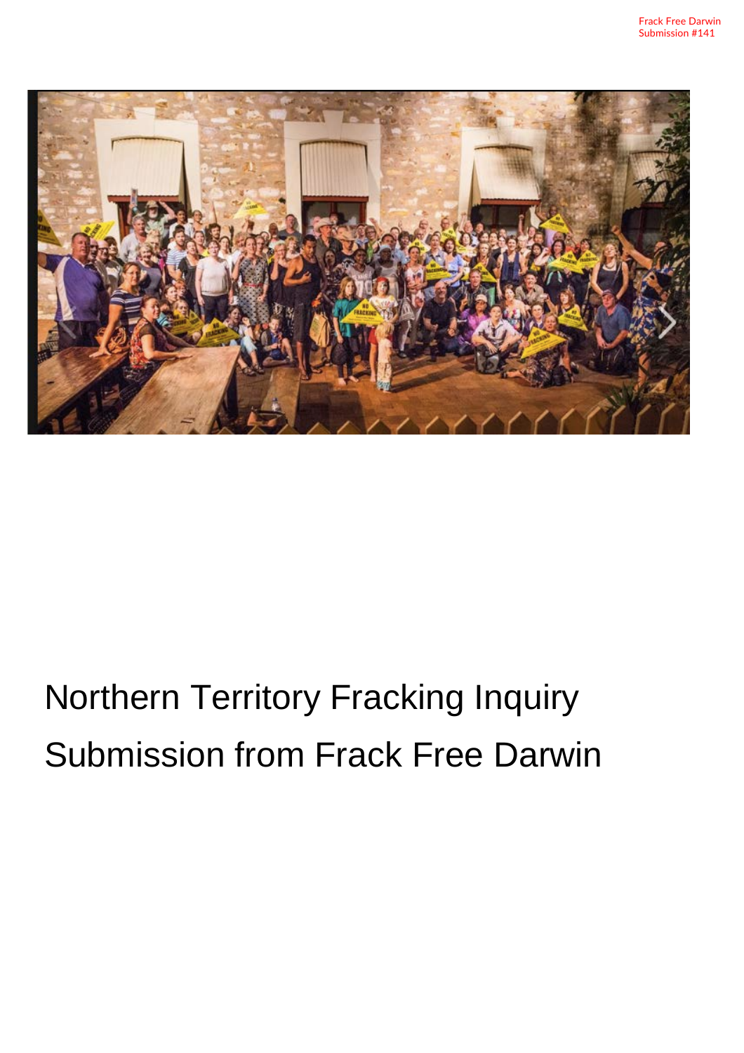Frack Free Darwin
Submission #141

# Northern Territory Fracking Inquiry

# Submission from Frack Free Darwin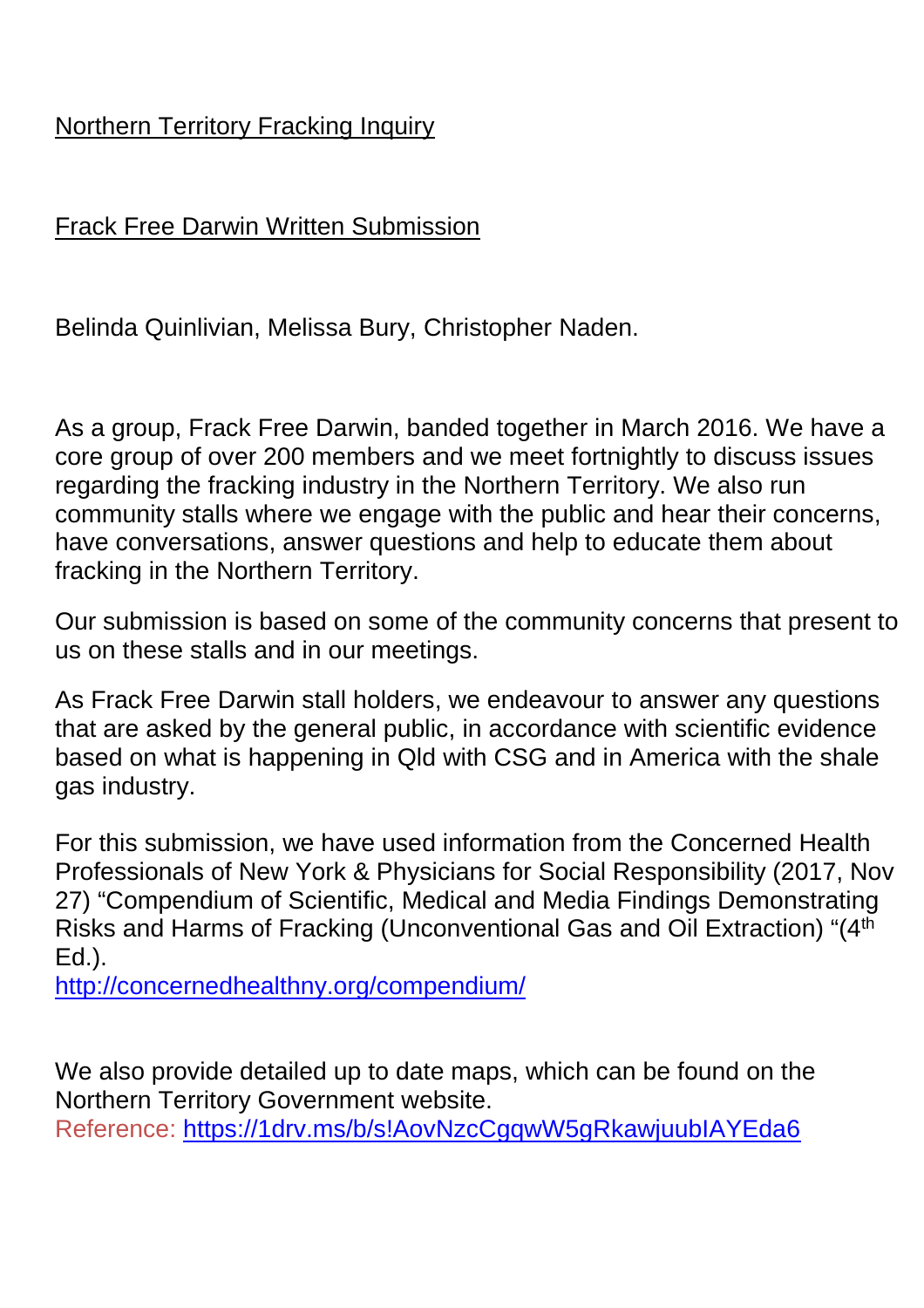Northern Territory Fracking Inquiry

Frack Free Darwin Written Submission

Belinda Quinlivian, Melissa Bury, Christopher Naden.

As a group, Frack Free Darwin, banded together in March 2016. We have a core group of over 200 members and we meet fortnightly to discuss issues regarding the fracking industry in the Northern Territory. We also run community stalls where we engage with the public and hear their concerns, have conversations, answer questions and help to educate them about fracking in the Northern Territory.

Our submission is based on some of the community concerns that present to us on these stalls and in our meetings.

As Frack Free Darwin stall holders, we endeavour to answer any questions that are asked by the general public, in accordance with scientific evidence based on what is happening in Qld with CSG and in America with the shale gas industry.

For this submission, we have used information from the Concerned Health Professionals of New York & Physicians for Social Responsibility (2017, Nov 27) "Compendium of Scientific, Medical and Media Findings Demonstrating Risks and Harms of Fracking (Unconventional Gas and Oil Extraction) "(4th Ed.).
http://concernedhealthny.org/compendium/

We also provide detailed up to date maps, which can be found on the Northern Territory Government website.
Reference: https://1drv.ms/b/s!AovNzcCgqwW5gRkawjuubIAYEda6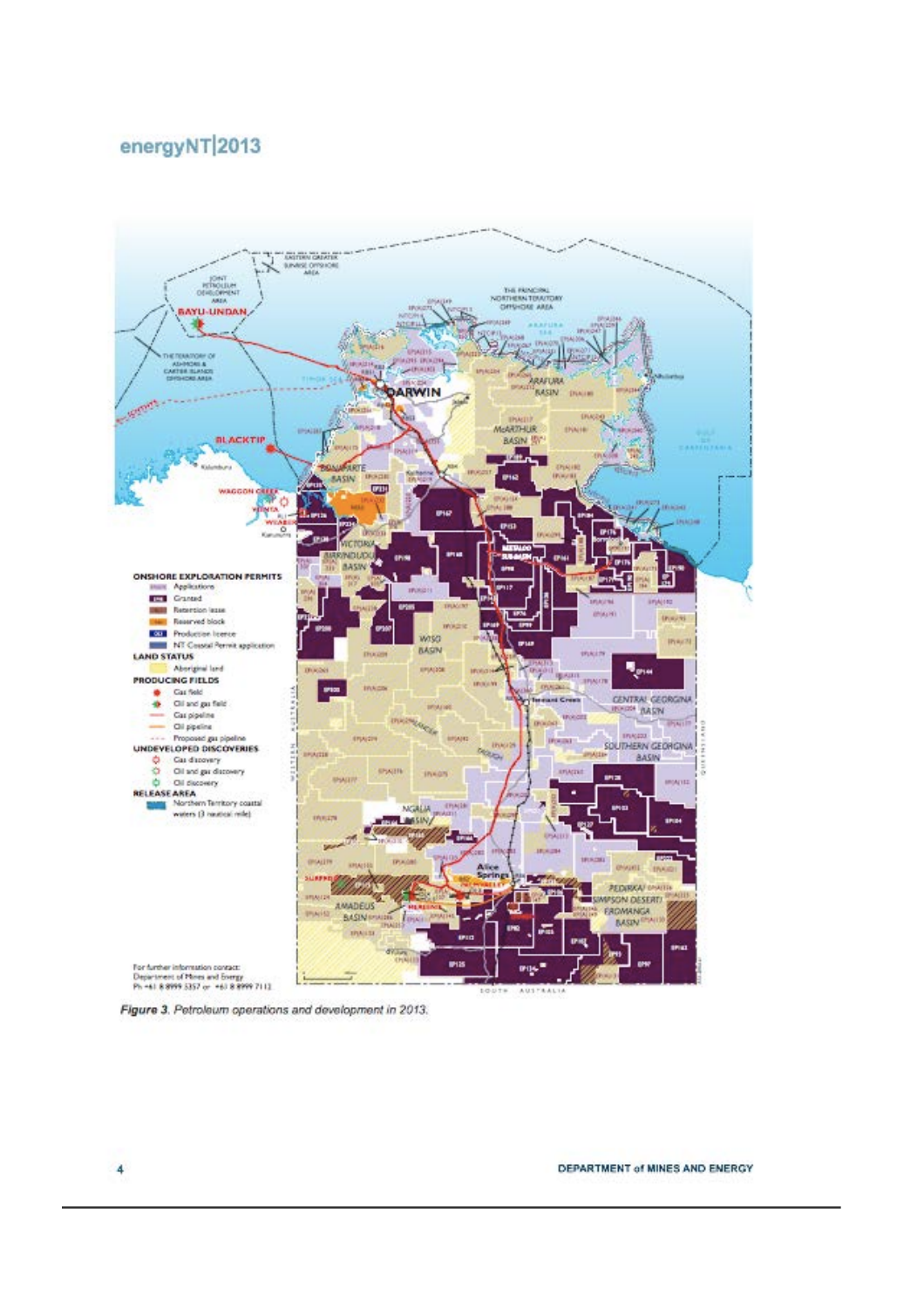*Figure 3. Petroleum operations and development in 2013.*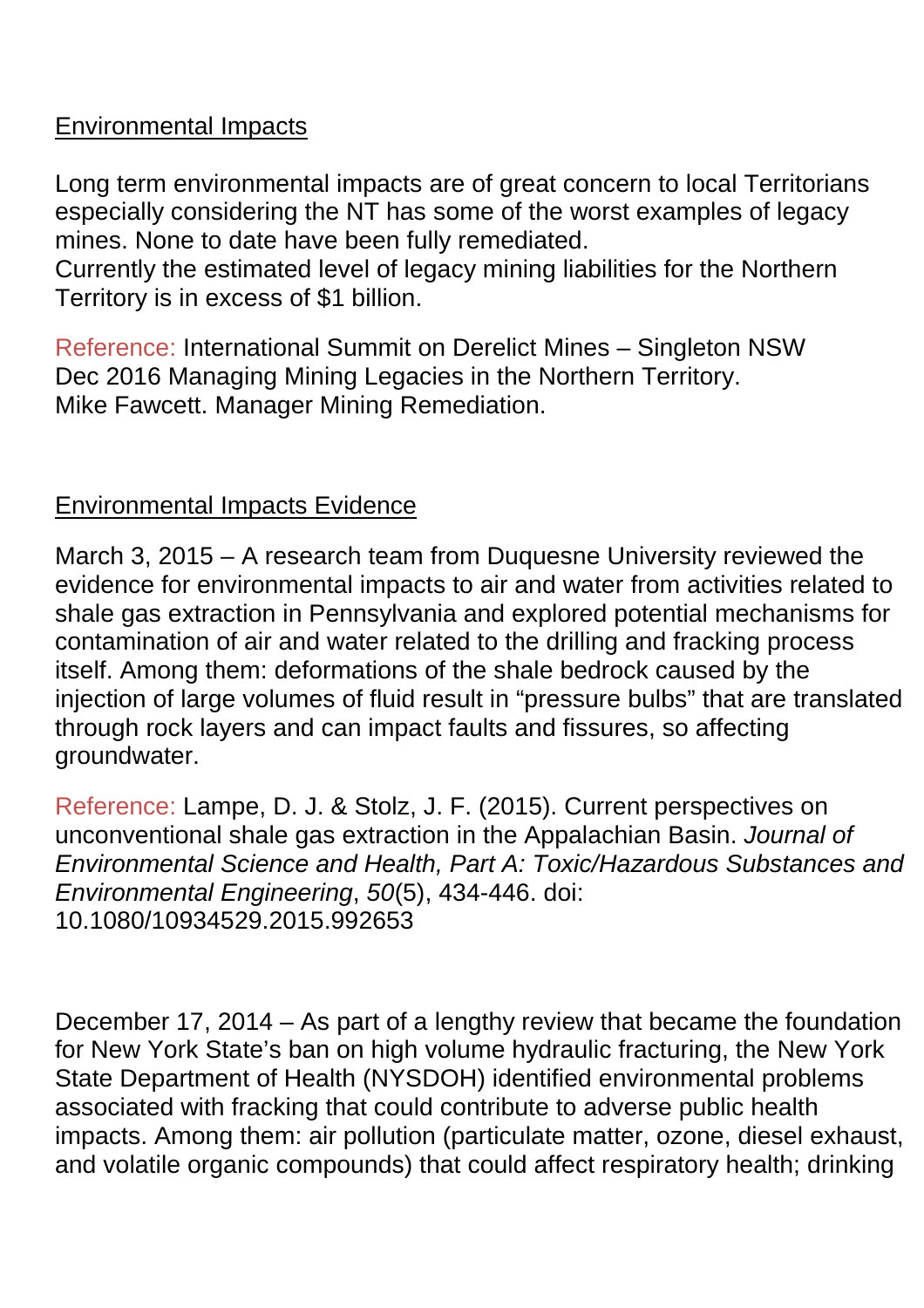## Environmental Impacts

Long term environmental impacts are of great concern to local Territorians especially considering the NT has some of the worst examples of legacy mines. None to date have been fully remediated.
Currently the estimated level of legacy mining liabilities for the Northern Territory is in excess of $1 billion.

Reference: International Summit on Derelict Mines – Singleton NSW Dec 2016 Managing Mining Legacies in the Northern Territory. Mike Fawcett. Manager Mining Remediation.

## Environmental Impacts Evidence

March 3, 2015 – A research team from Duquesne University reviewed the evidence for environmental impacts to air and water from activities related to shale gas extraction in Pennsylvania and explored potential mechanisms for contamination of air and water related to the drilling and fracking process itself. Among them: deformations of the shale bedrock caused by the injection of large volumes of fluid result in “pressure bulbs” that are translated through rock layers and can impact faults and fissures, so affecting groundwater.

Reference: Lampe, D. J. & Stolz, J. F. (2015). Current perspectives on unconventional shale gas extraction in the Appalachian Basin. *Journal of Environmental Science and Health, Part A: Toxic/Hazardous Substances and Environmental Engineering*, *50*(5), 434-446. doi: 10.1080/10934529.2015.992653

December 17, 2014 – As part of a lengthy review that became the foundation for New York State’s ban on high volume hydraulic fracturing, the New York State Department of Health (NYSDOH) identified environmental problems associated with fracking that could contribute to adverse public health impacts. Among them: air pollution (particulate matter, ozone, diesel exhaust, and volatile organic compounds) that could affect respiratory health; drinking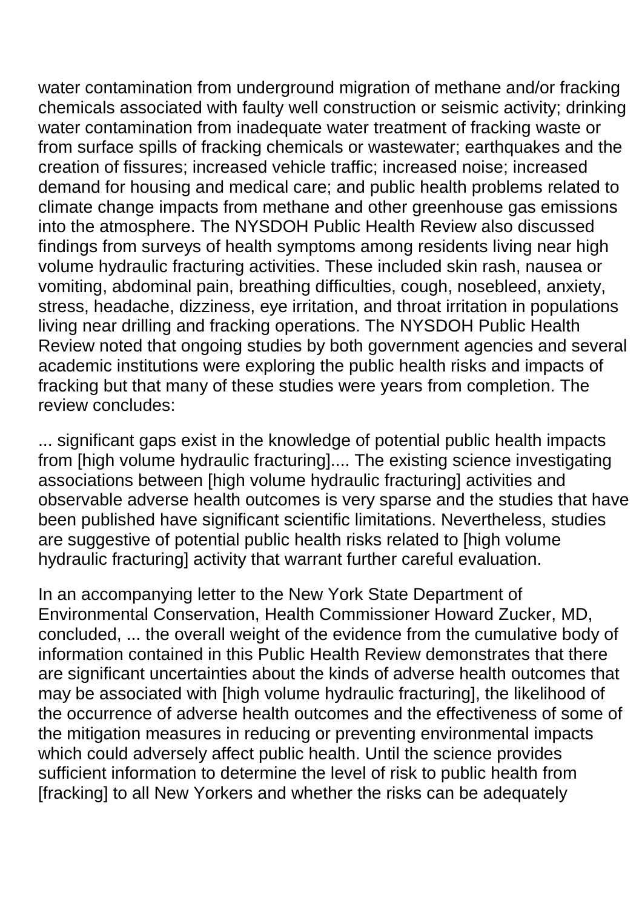water contamination from underground migration of methane and/or fracking chemicals associated with faulty well construction or seismic activity; drinking water contamination from inadequate water treatment of fracking waste or from surface spills of fracking chemicals or wastewater; earthquakes and the creation of fissures; increased vehicle traffic; increased noise; increased demand for housing and medical care; and public health problems related to climate change impacts from methane and other greenhouse gas emissions into the atmosphere. The NYSDOH Public Health Review also discussed findings from surveys of health symptoms among residents living near high volume hydraulic fracturing activities. These included skin rash, nausea or vomiting, abdominal pain, breathing difficulties, cough, nosebleed, anxiety, stress, headache, dizziness, eye irritation, and throat irritation in populations living near drilling and fracking operations. The NYSDOH Public Health Review noted that ongoing studies by both government agencies and several academic institutions were exploring the public health risks and impacts of fracking but that many of these studies were years from completion. The review concludes:

... significant gaps exist in the knowledge of potential public health impacts from [high volume hydraulic fracturing].... The existing science investigating associations between [high volume hydraulic fracturing] activities and observable adverse health outcomes is very sparse and the studies that have been published have significant scientific limitations. Nevertheless, studies are suggestive of potential public health risks related to [high volume hydraulic fracturing] activity that warrant further careful evaluation.

In an accompanying letter to the New York State Department of Environmental Conservation, Health Commissioner Howard Zucker, MD, concluded, ... the overall weight of the evidence from the cumulative body of information contained in this Public Health Review demonstrates that there are significant uncertainties about the kinds of adverse health outcomes that may be associated with [high volume hydraulic fracturing], the likelihood of the occurrence of adverse health outcomes and the effectiveness of some of the mitigation measures in reducing or preventing environmental impacts which could adversely affect public health. Until the science provides sufficient information to determine the level of risk to public health from [fracking] to all New Yorkers and whether the risks can be adequately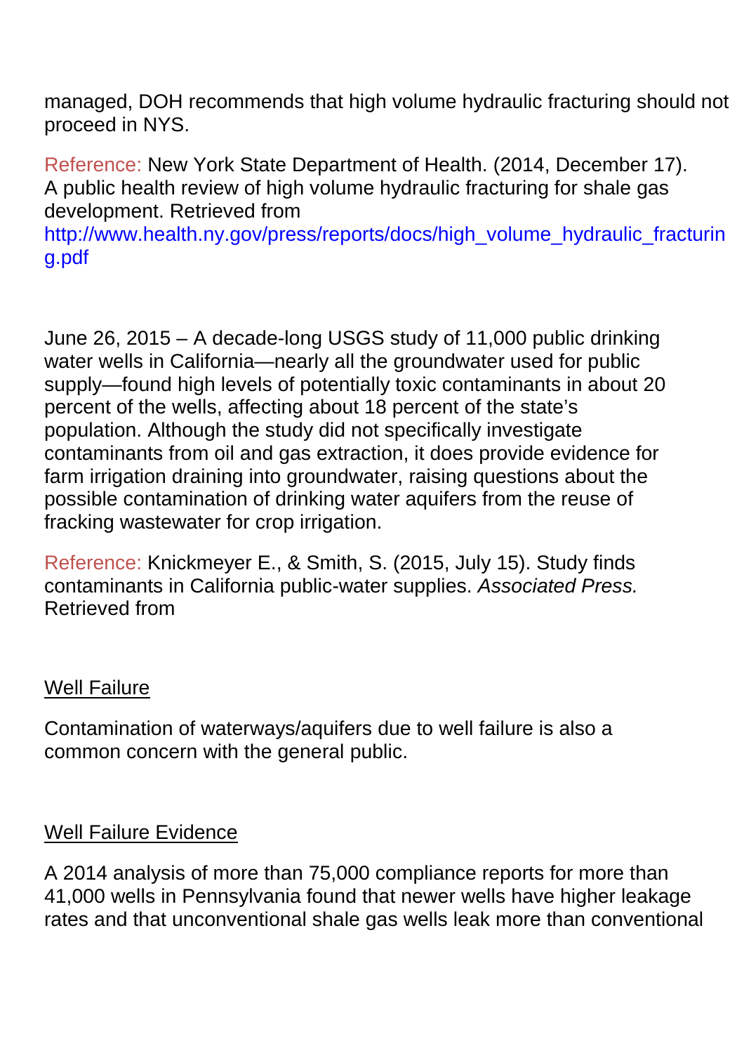managed, DOH recommends that high volume hydraulic fracturing should not proceed in NYS.

Reference: New York State Department of Health. (2014, December 17). A public health review of high volume hydraulic fracturing for shale gas development. Retrieved from http://www.health.ny.gov/press/reports/docs/high_volume_hydraulic_fracturing.pdf

June 26, 2015 – A decade-long USGS study of 11,000 public drinking water wells in California—nearly all the groundwater used for public supply—found high levels of potentially toxic contaminants in about 20 percent of the wells, affecting about 18 percent of the state's population. Although the study did not specifically investigate contaminants from oil and gas extraction, it does provide evidence for farm irrigation draining into groundwater, raising questions about the possible contamination of drinking water aquifers from the reuse of fracking wastewater for crop irrigation.

Reference: Knickmeyer E., & Smith, S. (2015, July 15). Study finds contaminants in California public-water supplies. *Associated Press.* Retrieved from

<u>Well Failure</u>

Contamination of waterways/aquifers due to well failure is also a common concern with the general public.

<u>Well Failure Evidence</u>

A 2014 analysis of more than 75,000 compliance reports for more than 41,000 wells in Pennsylvania found that newer wells have higher leakage rates and that unconventional shale gas wells leak more than conventional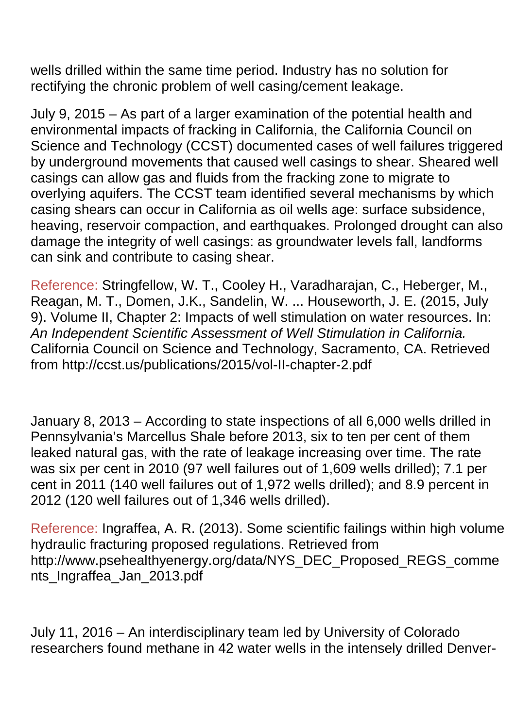wells drilled within the same time period. Industry has no solution for rectifying the chronic problem of well casing/cement leakage.

July 9, 2015 – As part of a larger examination of the potential health and environmental impacts of fracking in California, the California Council on Science and Technology (CCST) documented cases of well failures triggered by underground movements that caused well casings to shear. Sheared well casings can allow gas and fluids from the fracking zone to migrate to overlying aquifers. The CCST team identified several mechanisms by which casing shears can occur in California as oil wells age: surface subsidence, heaving, reservoir compaction, and earthquakes. Prolonged drought can also damage the integrity of well casings: as groundwater levels fall, landforms can sink and contribute to casing shear.

Reference: Stringfellow, W. T., Cooley H., Varadharajan, C., Heberger, M., Reagan, M. T., Domen, J.K., Sandelin, W. ... Houseworth, J. E. (2015, July 9). Volume II, Chapter 2: Impacts of well stimulation on water resources. In: *An Independent Scientific Assessment of Well Stimulation in California.* California Council on Science and Technology, Sacramento, CA. Retrieved from http://ccst.us/publications/2015/vol-II-chapter-2.pdf

January 8, 2013 – According to state inspections of all 6,000 wells drilled in Pennsylvania's Marcellus Shale before 2013, six to ten per cent of them leaked natural gas, with the rate of leakage increasing over time. The rate was six per cent in 2010 (97 well failures out of 1,609 wells drilled); 7.1 per cent in 2011 (140 well failures out of 1,972 wells drilled); and 8.9 percent in 2012 (120 well failures out of 1,346 wells drilled).

Reference: Ingraffea, A. R. (2013). Some scientific failings within high volume hydraulic fracturing proposed regulations. Retrieved from http://www.psehealthyenergy.org/data/NYS_DEC_Proposed_REGS_comments_Ingraffea_Jan_2013.pdf

July 11, 2016 – An interdisciplinary team led by University of Colorado researchers found methane in 42 water wells in the intensely drilled Denver-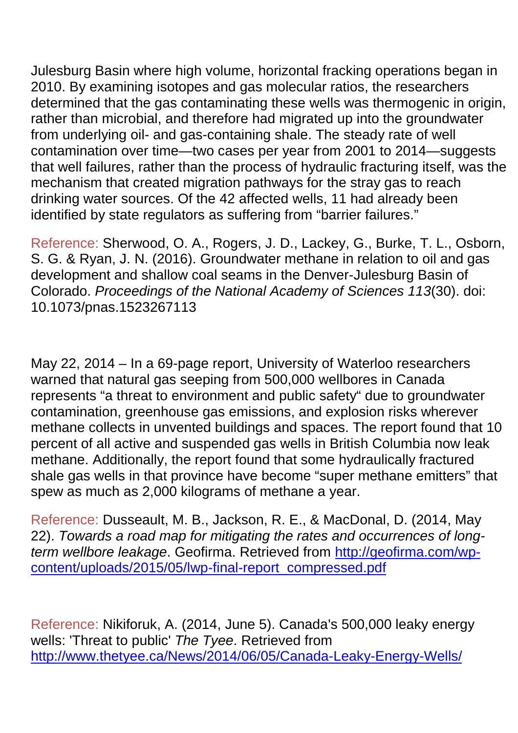Julesburg Basin where high volume, horizontal fracking operations began in 2010. By examining isotopes and gas molecular ratios, the researchers determined that the gas contaminating these wells was thermogenic in origin, rather than microbial, and therefore had migrated up into the groundwater from underlying oil- and gas-containing shale. The steady rate of well contamination over time—two cases per year from 2001 to 2014—suggests that well failures, rather than the process of hydraulic fracturing itself, was the mechanism that created migration pathways for the stray gas to reach drinking water sources. Of the 42 affected wells, 11 had already been identified by state regulators as suffering from "barrier failures."

Reference: Sherwood, O. A., Rogers, J. D., Lackey, G., Burke, T. L., Osborn, S. G. & Ryan, J. N. (2016). Groundwater methane in relation to oil and gas development and shallow coal seams in the Denver-Julesburg Basin of Colorado. *Proceedings of the National Academy of Sciences 113*(30). doi: 10.1073/pnas.1523267113

May 22, 2014 – In a 69-page report, University of Waterloo researchers warned that natural gas seeping from 500,000 wellbores in Canada represents "a threat to environment and public safety" due to groundwater contamination, greenhouse gas emissions, and explosion risks wherever methane collects in unvented buildings and spaces. The report found that 10 percent of all active and suspended gas wells in British Columbia now leak methane. Additionally, the report found that some hydraulically fractured shale gas wells in that province have become "super methane emitters" that spew as much as 2,000 kilograms of methane a year.

Reference: Dusseault, M. B., Jackson, R. E., & MacDonal, D. (2014, May 22). *Towards a road map for mitigating the rates and occurrences of long-term wellbore leakage*. Geofirma. Retrieved from http://geofirma.com/wp-content/uploads/2015/05/lwp-final-report_compressed.pdf

Reference: Nikiforuk, A. (2014, June 5). Canada's 500,000 leaky energy wells: 'Threat to public' *The Tyee*. Retrieved from http://www.thetyee.ca/News/2014/06/05/Canada-Leaky-Energy-Wells/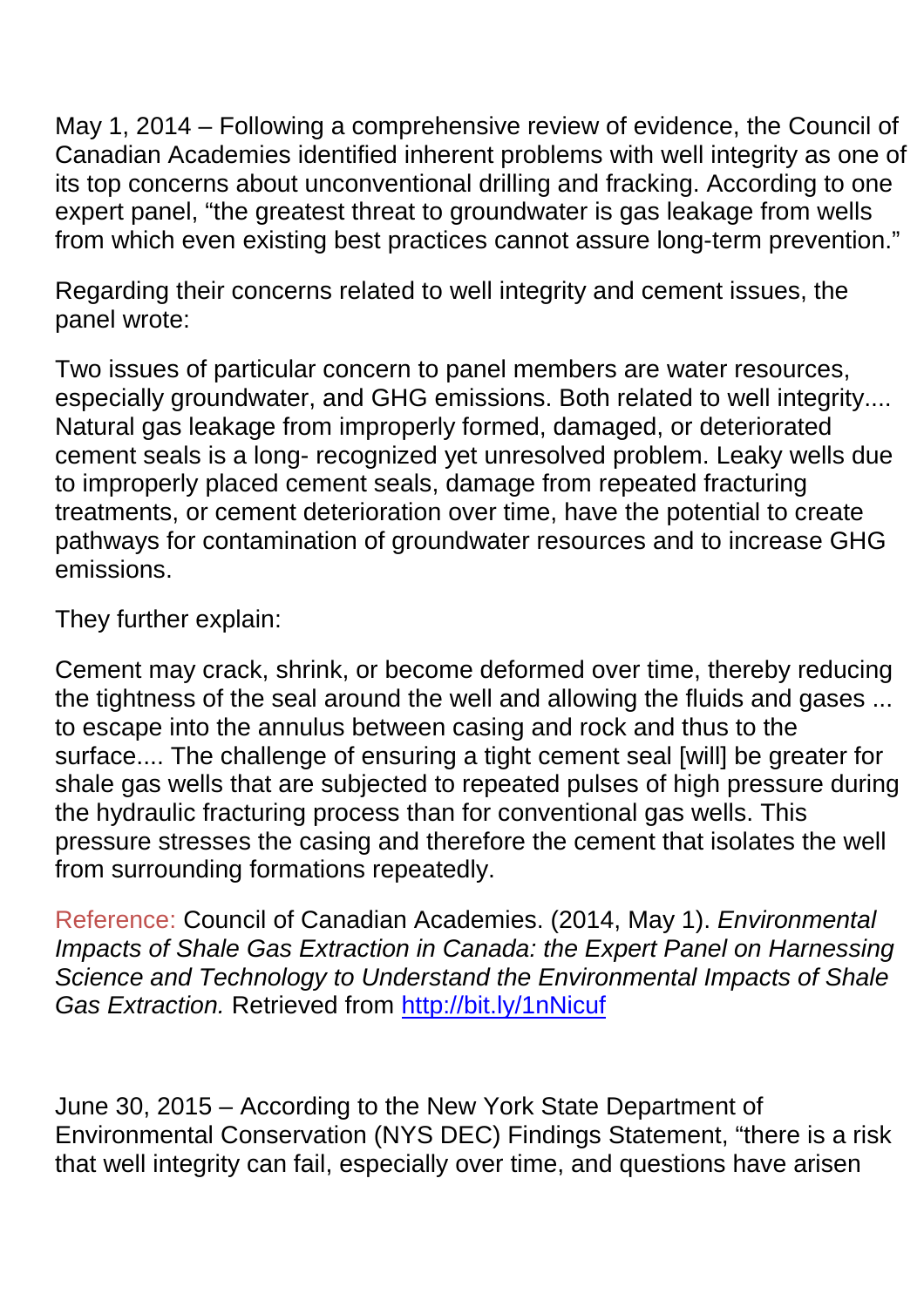May 1, 2014 – Following a comprehensive review of evidence, the Council of Canadian Academies identified inherent problems with well integrity as one of its top concerns about unconventional drilling and fracking. According to one expert panel, "the greatest threat to groundwater is gas leakage from wells from which even existing best practices cannot assure long-term prevention."

Regarding their concerns related to well integrity and cement issues, the panel wrote:

Two issues of particular concern to panel members are water resources, especially groundwater, and GHG emissions. Both related to well integrity.... Natural gas leakage from improperly formed, damaged, or deteriorated cement seals is a long- recognized yet unresolved problem. Leaky wells due to improperly placed cement seals, damage from repeated fracturing treatments, or cement deterioration over time, have the potential to create pathways for contamination of groundwater resources and to increase GHG emissions.

They further explain:

Cement may crack, shrink, or become deformed over time, thereby reducing the tightness of the seal around the well and allowing the fluids and gases ... to escape into the annulus between casing and rock and thus to the surface.... The challenge of ensuring a tight cement seal [will] be greater for shale gas wells that are subjected to repeated pulses of high pressure during the hydraulic fracturing process than for conventional gas wells. This pressure stresses the casing and therefore the cement that isolates the well from surrounding formations repeatedly.

Reference: Council of Canadian Academies. (2014, May 1). *Environmental Impacts of Shale Gas Extraction in Canada: the Expert Panel on Harnessing Science and Technology to Understand the Environmental Impacts of Shale Gas Extraction.* Retrieved from [http://bit.ly/1nNicuf](http://bit.ly/1nNicuf)

June 30, 2015 – According to the New York State Department of Environmental Conservation (NYS DEC) Findings Statement, "there is a risk that well integrity can fail, especially over time, and questions have arisen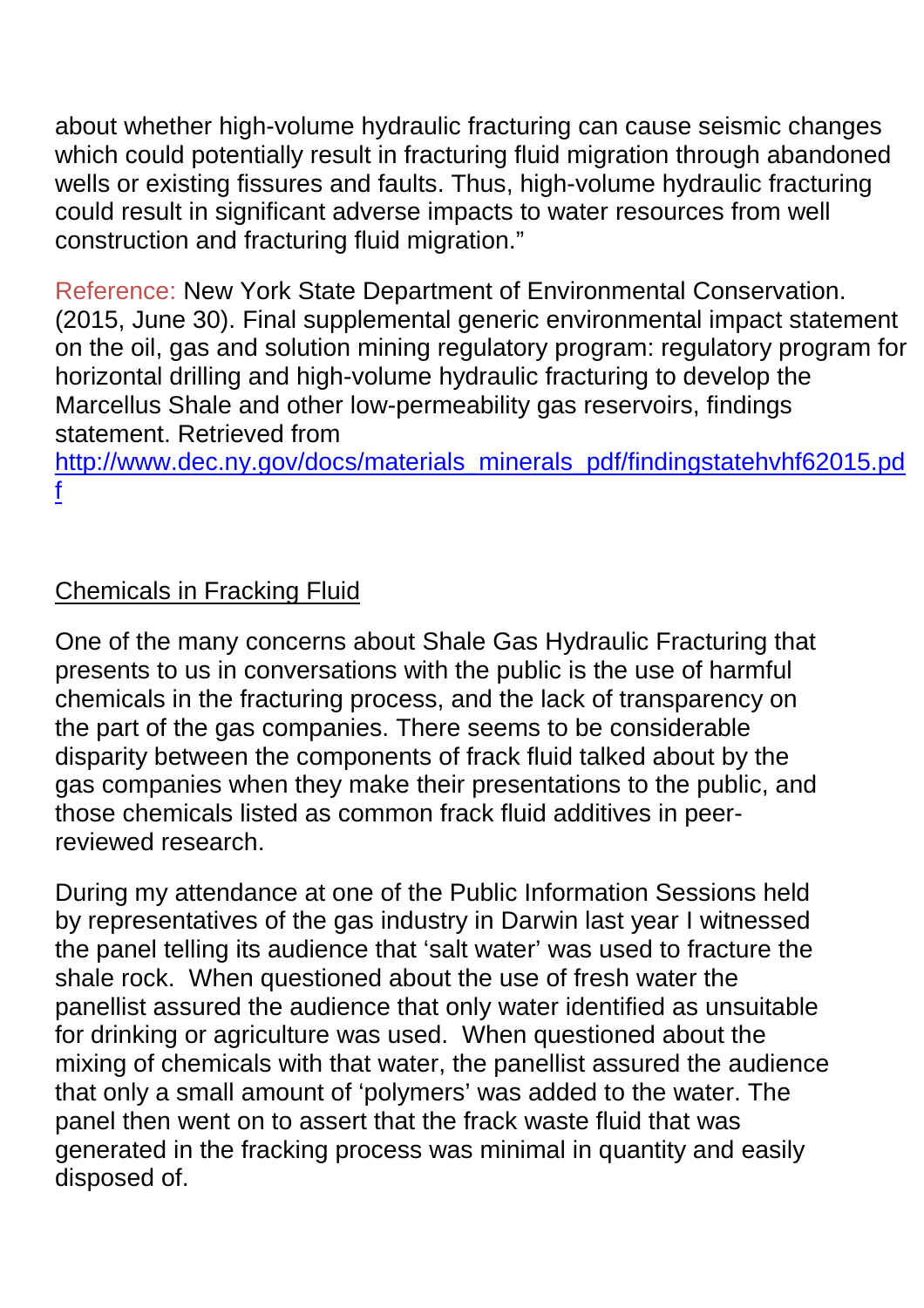about whether high-volume hydraulic fracturing can cause seismic changes which could potentially result in fracturing fluid migration through abandoned wells or existing fissures and faults. Thus, high-volume hydraulic fracturing could result in significant adverse impacts to water resources from well construction and fracturing fluid migration."

Reference: New York State Department of Environmental Conservation. (2015, June 30). Final supplemental generic environmental impact statement on the oil, gas and solution mining regulatory program: regulatory program for horizontal drilling and high-volume hydraulic fracturing to develop the Marcellus Shale and other low-permeability gas reservoirs, findings statement. Retrieved from http://www.dec.ny.gov/docs/materials_minerals_pdf/findingstatehvhf62015.pdf

## Chemicals in Fracking Fluid

One of the many concerns about Shale Gas Hydraulic Fracturing that presents to us in conversations with the public is the use of harmful chemicals in the fracturing process, and the lack of transparency on the part of the gas companies. There seems to be considerable disparity between the components of frack fluid talked about by the gas companies when they make their presentations to the public, and those chemicals listed as common frack fluid additives in peer-reviewed research.

During my attendance at one of the Public Information Sessions held by representatives of the gas industry in Darwin last year I witnessed the panel telling its audience that 'salt water' was used to fracture the shale rock. When questioned about the use of fresh water the panellist assured the audience that only water identified as unsuitable for drinking or agriculture was used. When questioned about the mixing of chemicals with that water, the panellist assured the audience that only a small amount of 'polymers' was added to the water. The panel then went on to assert that the frack waste fluid that was generated in the fracking process was minimal in quantity and easily disposed of.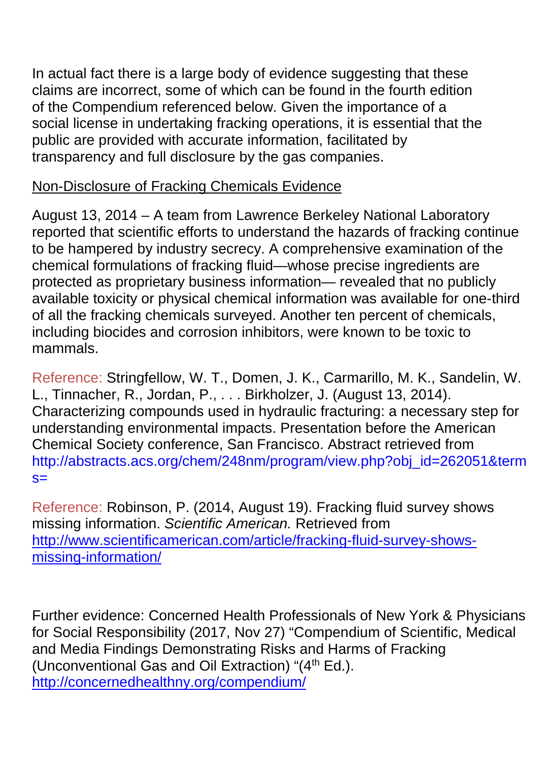In actual fact there is a large body of evidence suggesting that these claims are incorrect, some of which can be found in the fourth edition of the Compendium referenced below. Given the importance of a social license in undertaking fracking operations, it is essential that the public are provided with accurate information, facilitated by transparency and full disclosure by the gas companies.

Non-Disclosure of Fracking Chemicals Evidence

August 13, 2014 – A team from Lawrence Berkeley National Laboratory reported that scientific efforts to understand the hazards of fracking continue to be hampered by industry secrecy. A comprehensive examination of the chemical formulations of fracking fluid—whose precise ingredients are protected as proprietary business information— revealed that no publicly available toxicity or physical chemical information was available for one-third of all the fracking chemicals surveyed. Another ten percent of chemicals, including biocides and corrosion inhibitors, were known to be toxic to mammals.

Reference: Stringfellow, W. T., Domen, J. K., Carmarillo, M. K., Sandelin, W. L., Tinnacher, R., Jordan, P., . . . Birkholzer, J. (August 13, 2014). Characterizing compounds used in hydraulic fracturing: a necessary step for understanding environmental impacts. Presentation before the American Chemical Society conference, San Francisco. Abstract retrieved from http://abstracts.acs.org/chem/248nm/program/view.php?obj_id=262051&terms=

Reference: Robinson, P. (2014, August 19). Fracking fluid survey shows missing information. *Scientific American.* Retrieved from http://www.scientificamerican.com/article/fracking-fluid-survey-shows-missing-information/

Further evidence: Concerned Health Professionals of New York & Physicians for Social Responsibility (2017, Nov 27) "Compendium of Scientific, Medical and Media Findings Demonstrating Risks and Harms of Fracking (Unconventional Gas and Oil Extraction) "(4th Ed.). http://concernedhealthny.org/compendium/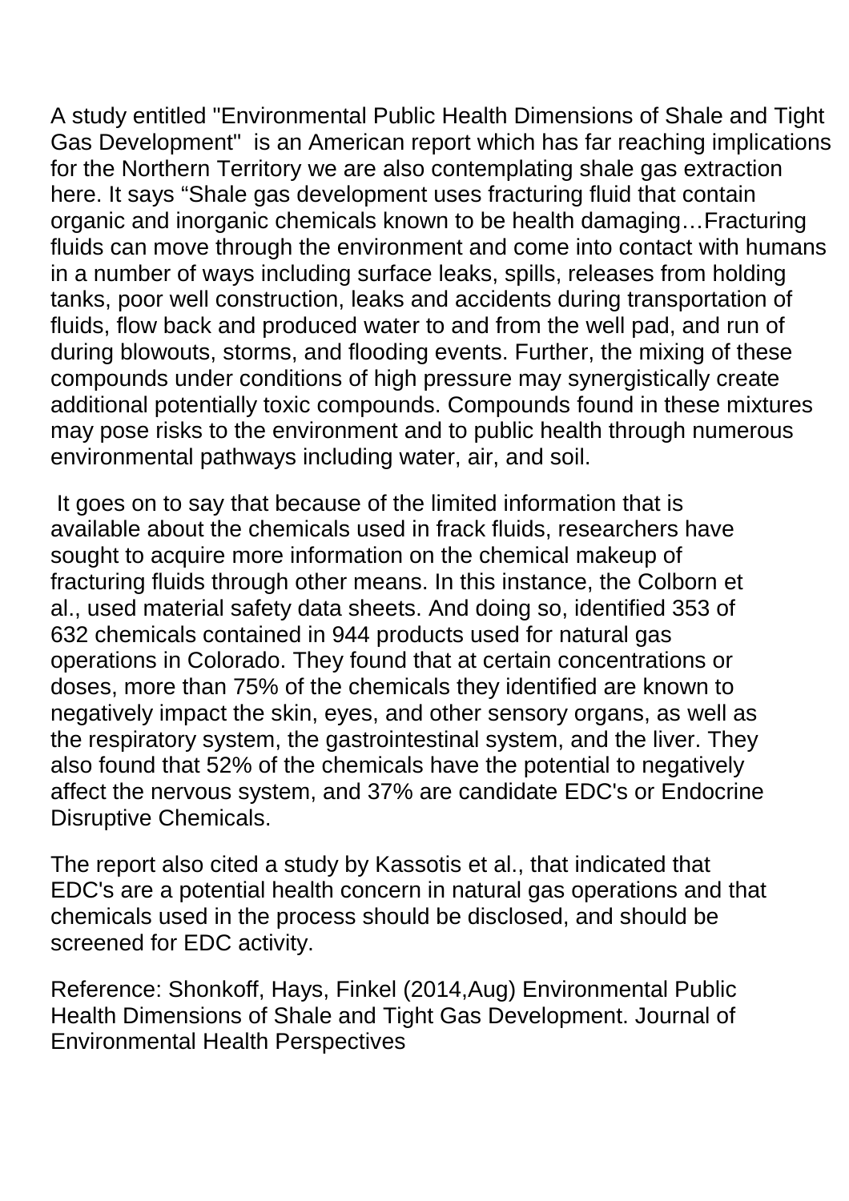A study entitled "Environmental Public Health Dimensions of Shale and Tight Gas Development" is an American report which has far reaching implications for the Northern Territory we are also contemplating shale gas extraction here. It says “Shale gas development uses fracturing fluid that contain organic and inorganic chemicals known to be health damaging…Fracturing fluids can move through the environment and come into contact with humans in a number of ways including surface leaks, spills, releases from holding tanks, poor well construction, leaks and accidents during transportation of fluids, flow back and produced water to and from the well pad, and run of during blowouts, storms, and flooding events. Further, the mixing of these compounds under conditions of high pressure may synergistically create additional potentially toxic compounds. Compounds found in these mixtures may pose risks to the environment and to public health through numerous environmental pathways including water, air, and soil.

It goes on to say that because of the limited information that is available about the chemicals used in frack fluids, researchers have sought to acquire more information on the chemical makeup of fracturing fluids through other means. In this instance, the Colborn et al., used material safety data sheets. And doing so, identified 353 of 632 chemicals contained in 944 products used for natural gas operations in Colorado. They found that at certain concentrations or doses, more than 75% of the chemicals they identified are known to negatively impact the skin, eyes, and other sensory organs, as well as the respiratory system, the gastrointestinal system, and the liver. They also found that 52% of the chemicals have the potential to negatively affect the nervous system, and 37% are candidate EDC's or Endocrine Disruptive Chemicals.

The report also cited a study by Kassotis et al., that indicated that EDC's are a potential health concern in natural gas operations and that chemicals used in the process should be disclosed, and should be screened for EDC activity.

Reference: Shonkoff, Hays, Finkel (2014,Aug) Environmental Public Health Dimensions of Shale and Tight Gas Development. Journal of Environmental Health Perspectives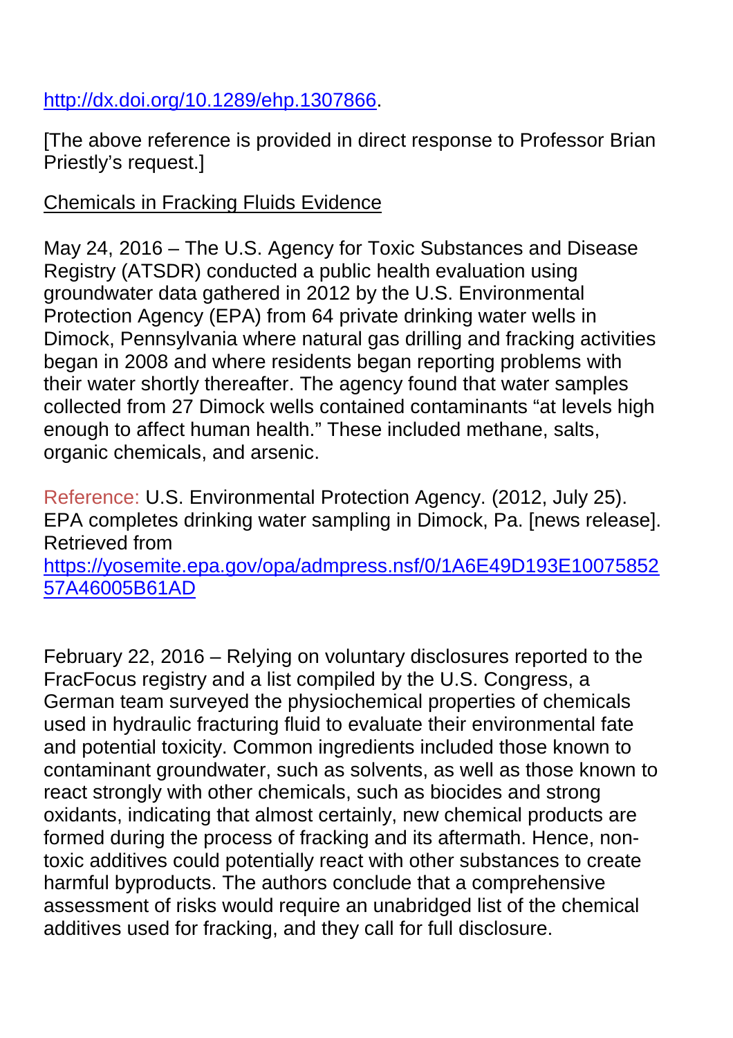http://dx.doi.org/10.1289/ehp.1307866.

[The above reference is provided in direct response to Professor Brian Priestly's request.]

Chemicals in Fracking Fluids Evidence

May 24, 2016 – The U.S. Agency for Toxic Substances and Disease Registry (ATSDR) conducted a public health evaluation using groundwater data gathered in 2012 by the U.S. Environmental Protection Agency (EPA) from 64 private drinking water wells in Dimock, Pennsylvania where natural gas drilling and fracking activities began in 2008 and where residents began reporting problems with their water shortly thereafter. The agency found that water samples collected from 27 Dimock wells contained contaminants "at levels high enough to affect human health." These included methane, salts, organic chemicals, and arsenic.

Reference: U.S. Environmental Protection Agency. (2012, July 25). EPA completes drinking water sampling in Dimock, Pa. [news release]. Retrieved from https://yosemite.epa.gov/opa/admpress.nsf/0/1A6E49D193E1007585257A46005B61AD

February 22, 2016 – Relying on voluntary disclosures reported to the FracFocus registry and a list compiled by the U.S. Congress, a German team surveyed the physiochemical properties of chemicals used in hydraulic fracturing fluid to evaluate their environmental fate and potential toxicity. Common ingredients included those known to contaminant groundwater, such as solvents, as well as those known to react strongly with other chemicals, such as biocides and strong oxidants, indicating that almost certainly, new chemical products are formed during the process of fracking and its aftermath. Hence, non-toxic additives could potentially react with other substances to create harmful byproducts. The authors conclude that a comprehensive assessment of risks would require an unabridged list of the chemical additives used for fracking, and they call for full disclosure.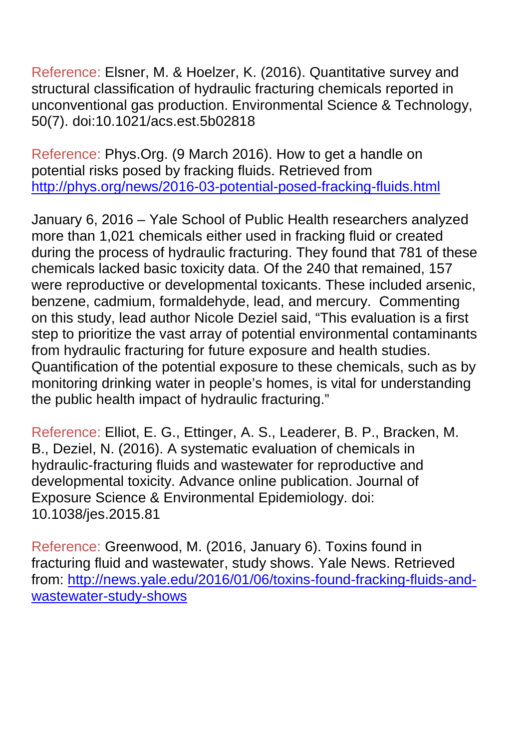Reference: Elsner, M. & Hoelzer, K. (2016). Quantitative survey and structural classification of hydraulic fracturing chemicals reported in unconventional gas production. Environmental Science & Technology, 50(7). doi:10.1021/acs.est.5b02818

Reference: Phys.Org. (9 March 2016). How to get a handle on potential risks posed by fracking fluids. Retrieved from [http://phys.org/news/2016-03-potential-posed-fracking-fluids.html](http://phys.org/news/2016-03-potential-posed-fracking-fluids.html)

January 6, 2016 – Yale School of Public Health researchers analyzed more than 1,021 chemicals either used in fracking fluid or created during the process of hydraulic fracturing. They found that 781 of these chemicals lacked basic toxicity data. Of the 240 that remained, 157 were reproductive or developmental toxicants. These included arsenic, benzene, cadmium, formaldehyde, lead, and mercury. Commenting on this study, lead author Nicole Deziel said, "This evaluation is a first step to prioritize the vast array of potential environmental contaminants from hydraulic fracturing for future exposure and health studies. Quantification of the potential exposure to these chemicals, such as by monitoring drinking water in people's homes, is vital for understanding the public health impact of hydraulic fracturing."

Reference: Elliot, E. G., Ettinger, A. S., Leaderer, B. P., Bracken, M. B., Deziel, N. (2016). A systematic evaluation of chemicals in hydraulic-fracturing fluids and wastewater for reproductive and developmental toxicity. Advance online publication. Journal of Exposure Science & Environmental Epidemiology. doi: 10.1038/jes.2015.81

Reference: Greenwood, M. (2016, January 6). Toxins found in fracturing fluid and wastewater, study shows. Yale News. Retrieved from: [http://news.yale.edu/2016/01/06/toxins-found-fracking-fluids-and-wastewater-study-shows](http://news.yale.edu/2016/01/06/toxins-found-fracking-fluids-and-wastewater-study-shows)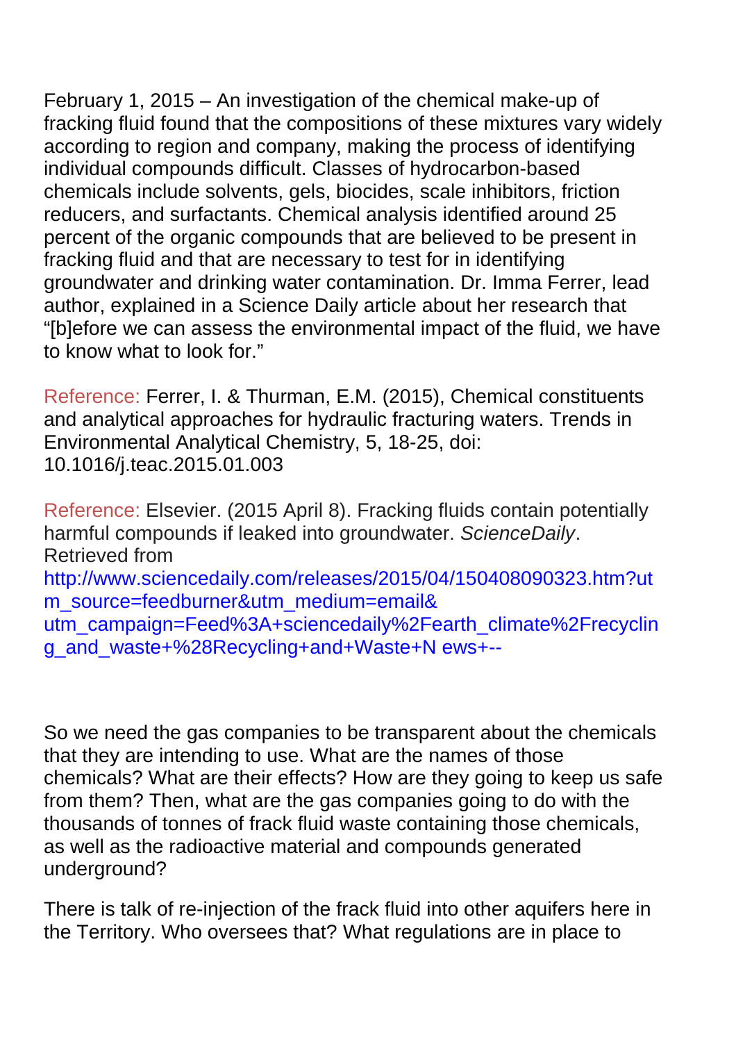February 1, 2015 – An investigation of the chemical make-up of fracking fluid found that the compositions of these mixtures vary widely according to region and company, making the process of identifying individual compounds difficult. Classes of hydrocarbon-based chemicals include solvents, gels, biocides, scale inhibitors, friction reducers, and surfactants. Chemical analysis identified around 25 percent of the organic compounds that are believed to be present in fracking fluid and that are necessary to test for in identifying groundwater and drinking water contamination. Dr. Imma Ferrer, lead author, explained in a Science Daily article about her research that "[b]efore we can assess the environmental impact of the fluid, we have to know what to look for."

Reference: Ferrer, I. & Thurman, E.M. (2015), Chemical constituents and analytical approaches for hydraulic fracturing waters. Trends in Environmental Analytical Chemistry, 5, 18-25, doi: 10.1016/j.teac.2015.01.003

Reference: Elsevier. (2015 April 8). Fracking fluids contain potentially harmful compounds if leaked into groundwater. *ScienceDaily*. Retrieved from http://www.sciencedaily.com/releases/2015/04/150408090323.htm?utm_source=feedburner&utm_medium=email& utm_campaign=Feed%3A+sciencedaily%2Fearth_climate%2Frecycling_and_waste+%28Recycling+and+Waste+N ews+--

So we need the gas companies to be transparent about the chemicals that they are intending to use. What are the names of those chemicals? What are their effects? How are they going to keep us safe from them? Then, what are the gas companies going to do with the thousands of tonnes of frack fluid waste containing those chemicals, as well as the radioactive material and compounds generated underground?

There is talk of re-injection of the frack fluid into other aquifers here in the Territory. Who oversees that? What regulations are in place to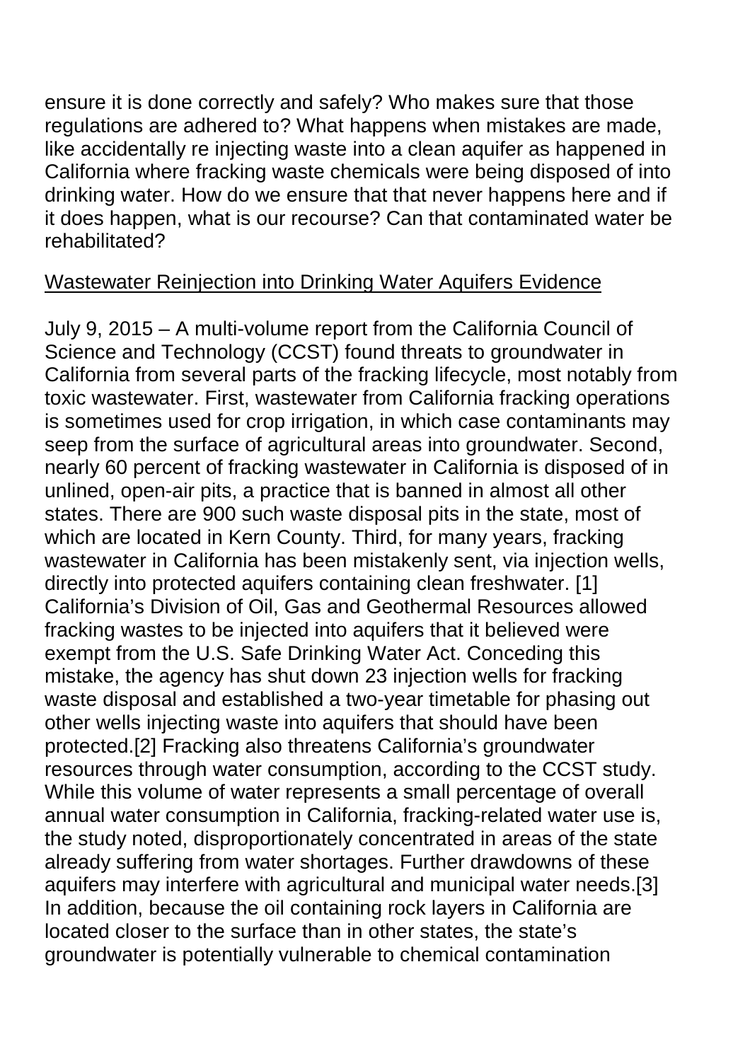ensure it is done correctly and safely? Who makes sure that those regulations are adhered to? What happens when mistakes are made, like accidentally re injecting waste into a clean aquifer as happened in California where fracking waste chemicals were being disposed of into drinking water. How do we ensure that that never happens here and if it does happen, what is our recourse? Can that contaminated water be rehabilitated?

<u>Wastewater Reinjection into Drinking Water Aquifers Evidence</u>

July 9, 2015 – A multi-volume report from the California Council of Science and Technology (CCST) found threats to groundwater in California from several parts of the fracking lifecycle, most notably from toxic wastewater. First, wastewater from California fracking operations is sometimes used for crop irrigation, in which case contaminants may seep from the surface of agricultural areas into groundwater. Second, nearly 60 percent of fracking wastewater in California is disposed of in unlined, open-air pits, a practice that is banned in almost all other states. There are 900 such waste disposal pits in the state, most of which are located in Kern County. Third, for many years, fracking wastewater in California has been mistakenly sent, via injection wells, directly into protected aquifers containing clean freshwater. [1] California's Division of Oil, Gas and Geothermal Resources allowed fracking wastes to be injected into aquifers that it believed were exempt from the U.S. Safe Drinking Water Act. Conceding this mistake, the agency has shut down 23 injection wells for fracking waste disposal and established a two-year timetable for phasing out other wells injecting waste into aquifers that should have been protected.[2] Fracking also threatens California's groundwater resources through water consumption, according to the CCST study. While this volume of water represents a small percentage of overall annual water consumption in California, fracking-related water use is, the study noted, disproportionately concentrated in areas of the state already suffering from water shortages. Further drawdowns of these aquifers may interfere with agricultural and municipal water needs.[3] In addition, because the oil containing rock layers in California are located closer to the surface than in other states, the state's groundwater is potentially vulnerable to chemical contamination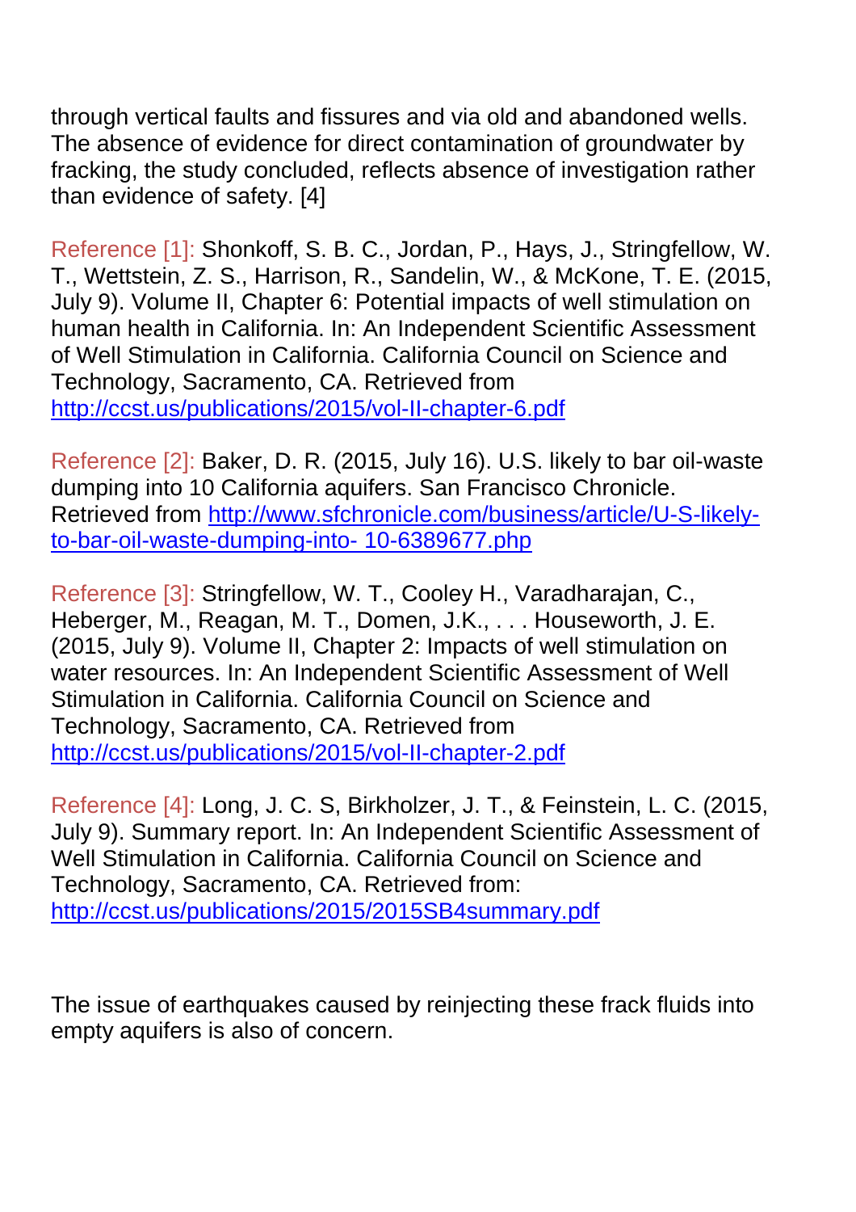through vertical faults and fissures and via old and abandoned wells. The absence of evidence for direct contamination of groundwater by fracking, the study concluded, reflects absence of investigation rather than evidence of safety. [4]

Reference [1]: Shonkoff, S. B. C., Jordan, P., Hays, J., Stringfellow, W. T., Wettstein, Z. S., Harrison, R., Sandelin, W., & McKone, T. E. (2015, July 9). Volume II, Chapter 6: Potential impacts of well stimulation on human health in California. In: An Independent Scientific Assessment of Well Stimulation in California. California Council on Science and Technology, Sacramento, CA. Retrieved from http://ccst.us/publications/2015/vol-II-chapter-6.pdf

Reference [2]: Baker, D. R. (2015, July 16). U.S. likely to bar oil-waste dumping into 10 California aquifers. San Francisco Chronicle. Retrieved from http://www.sfchronicle.com/business/article/U-S-likely-to-bar-oil-waste-dumping-into- 10-6389677.php

Reference [3]: Stringfellow, W. T., Cooley H., Varadharajan, C., Heberger, M., Reagan, M. T., Domen, J.K., . . . Houseworth, J. E. (2015, July 9). Volume II, Chapter 2: Impacts of well stimulation on water resources. In: An Independent Scientific Assessment of Well Stimulation in California. California Council on Science and Technology, Sacramento, CA. Retrieved from http://ccst.us/publications/2015/vol-II-chapter-2.pdf

Reference [4]: Long, J. C. S, Birkholzer, J. T., & Feinstein, L. C. (2015, July 9). Summary report. In: An Independent Scientific Assessment of Well Stimulation in California. California Council on Science and Technology, Sacramento, CA. Retrieved from: http://ccst.us/publications/2015/2015SB4summary.pdf

The issue of earthquakes caused by reinjecting these frack fluids into empty aquifers is also of concern.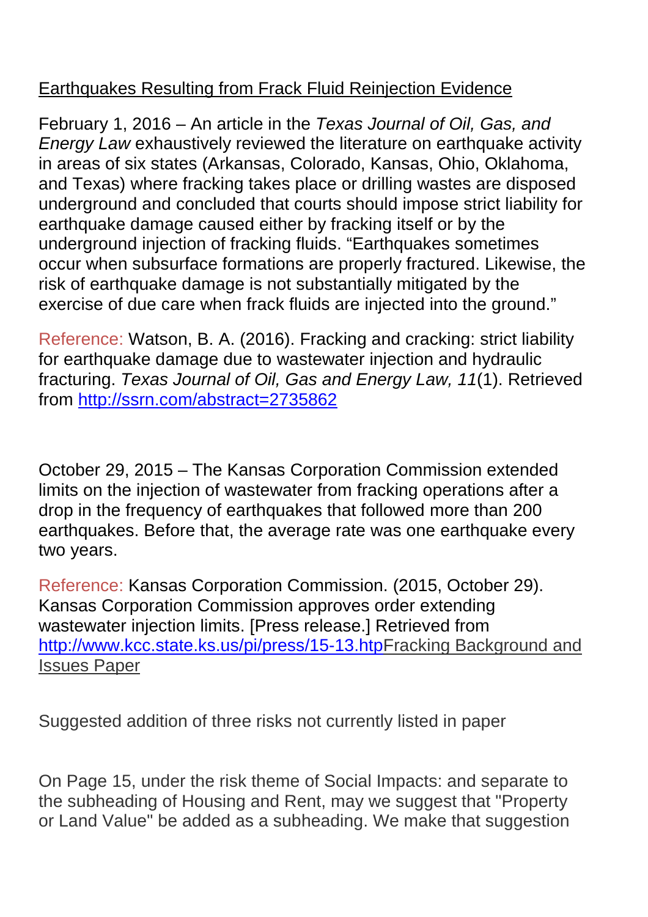Earthquakes Resulting from Frack Fluid Reinjection Evidence

February 1, 2016 – An article in the *Texas Journal of Oil, Gas, and Energy Law* exhaustively reviewed the literature on earthquake activity in areas of six states (Arkansas, Colorado, Kansas, Ohio, Oklahoma, and Texas) where fracking takes place or drilling wastes are disposed underground and concluded that courts should impose strict liability for earthquake damage caused either by fracking itself or by the underground injection of fracking fluids. "Earthquakes sometimes occur when subsurface formations are properly fractured. Likewise, the risk of earthquake damage is not substantially mitigated by the exercise of due care when frack fluids are injected into the ground."

Reference: Watson, B. A. (2016). Fracking and cracking: strict liability for earthquake damage due to wastewater injection and hydraulic fracturing. *Texas Journal of Oil, Gas and Energy Law, 11*(1). Retrieved from http://ssrn.com/abstract=2735862

October 29, 2015 – The Kansas Corporation Commission extended limits on the injection of wastewater from fracking operations after a drop in the frequency of earthquakes that followed more than 200 earthquakes. Before that, the average rate was one earthquake every two years.

Reference: Kansas Corporation Commission. (2015, October 29). Kansas Corporation Commission approves order extending wastewater injection limits. [Press release.] Retrieved from http://www.kcc.state.ks.us/pi/press/15-13.htpFracking Background and Issues Paper

Suggested addition of three risks not currently listed in paper

On Page 15, under the risk theme of Social Impacts: and separate to the subheading of Housing and Rent, may we suggest that "Property or Land Value" be added as a subheading. We make that suggestion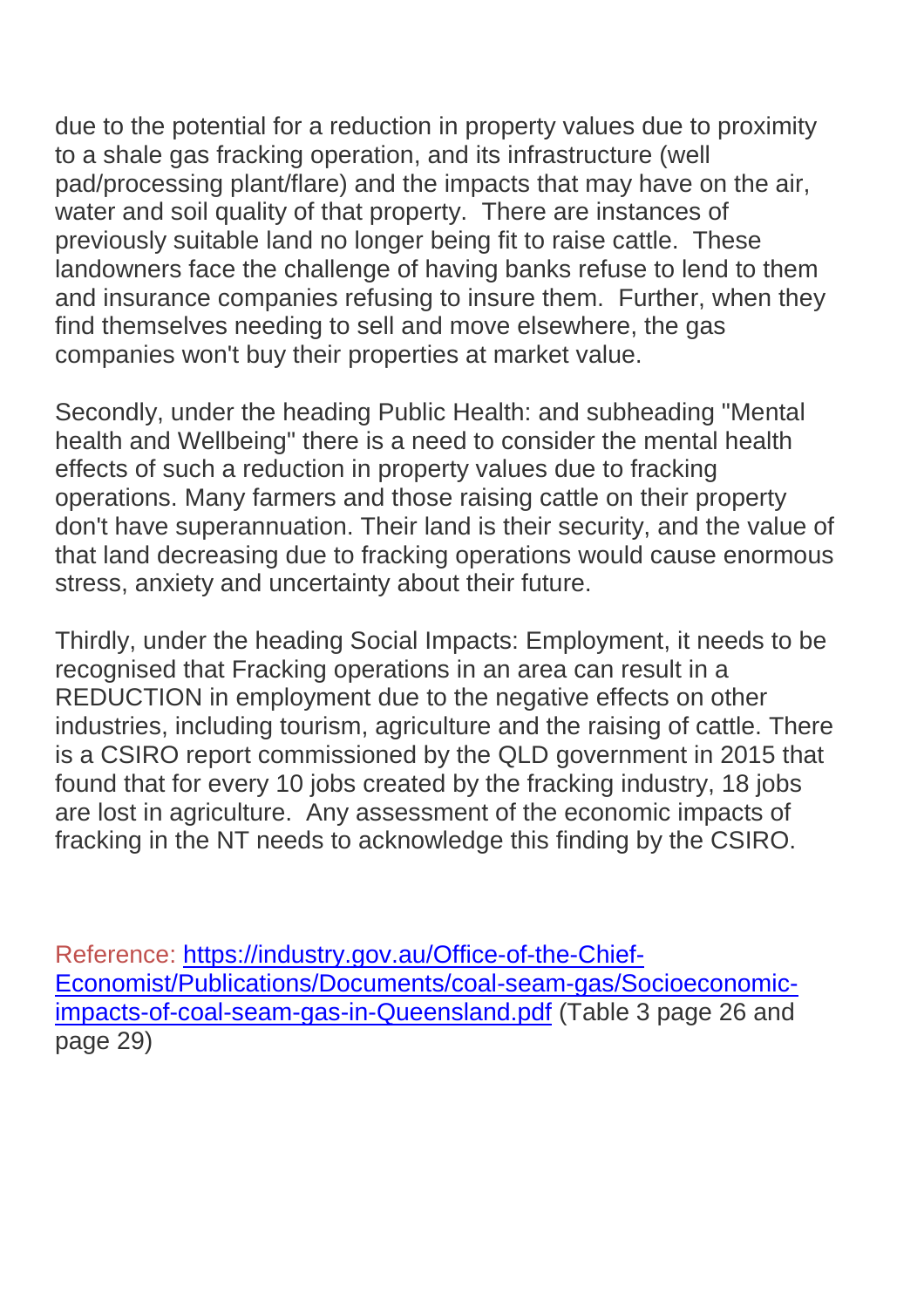due to the potential for a reduction in property values due to proximity to a shale gas fracking operation, and its infrastructure (well pad/processing plant/flare) and the impacts that may have on the air, water and soil quality of that property. There are instances of previously suitable land no longer being fit to raise cattle. These landowners face the challenge of having banks refuse to lend to them and insurance companies refusing to insure them. Further, when they find themselves needing to sell and move elsewhere, the gas companies won't buy their properties at market value.

Secondly, under the heading Public Health: and subheading "Mental health and Wellbeing" there is a need to consider the mental health effects of such a reduction in property values due to fracking operations. Many farmers and those raising cattle on their property don't have superannuation. Their land is their security, and the value of that land decreasing due to fracking operations would cause enormous stress, anxiety and uncertainty about their future.

Thirdly, under the heading Social Impacts: Employment, it needs to be recognised that Fracking operations in an area can result in a REDUCTION in employment due to the negative effects on other industries, including tourism, agriculture and the raising of cattle. There is a CSIRO report commissioned by the QLD government in 2015 that found that for every 10 jobs created by the fracking industry, 18 jobs are lost in agriculture. Any assessment of the economic impacts of fracking in the NT needs to acknowledge this finding by the CSIRO.

Reference: [https://industry.gov.au/Office-of-the-Chief-Economist/Publications/Documents/coal-seam-gas/Socioeconomic-impacts-of-coal-seam-gas-in-Queensland.pdf](https://industry.gov.au/Office-of-the-Chief-Economist/Publications/Documents/coal-seam-gas/Socioeconomic-impacts-of-coal-seam-gas-in-Queensland.pdf) (Table 3 page 26 and page 29)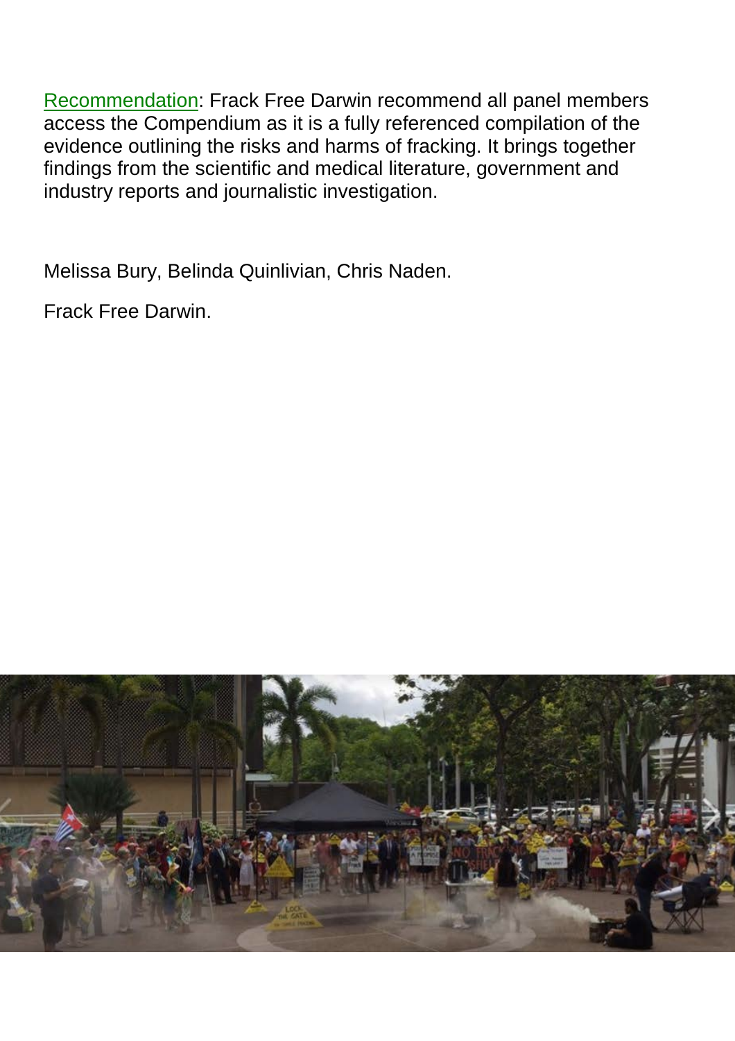Recommendation: Frack Free Darwin recommend all panel members access the Compendium as it is a fully referenced compilation of the evidence outlining the risks and harms of fracking. It brings together findings from the scientific and medical literature, government and industry reports and journalistic investigation.

Melissa Bury, Belinda Quinlivian, Chris Naden.

Frack Free Darwin.